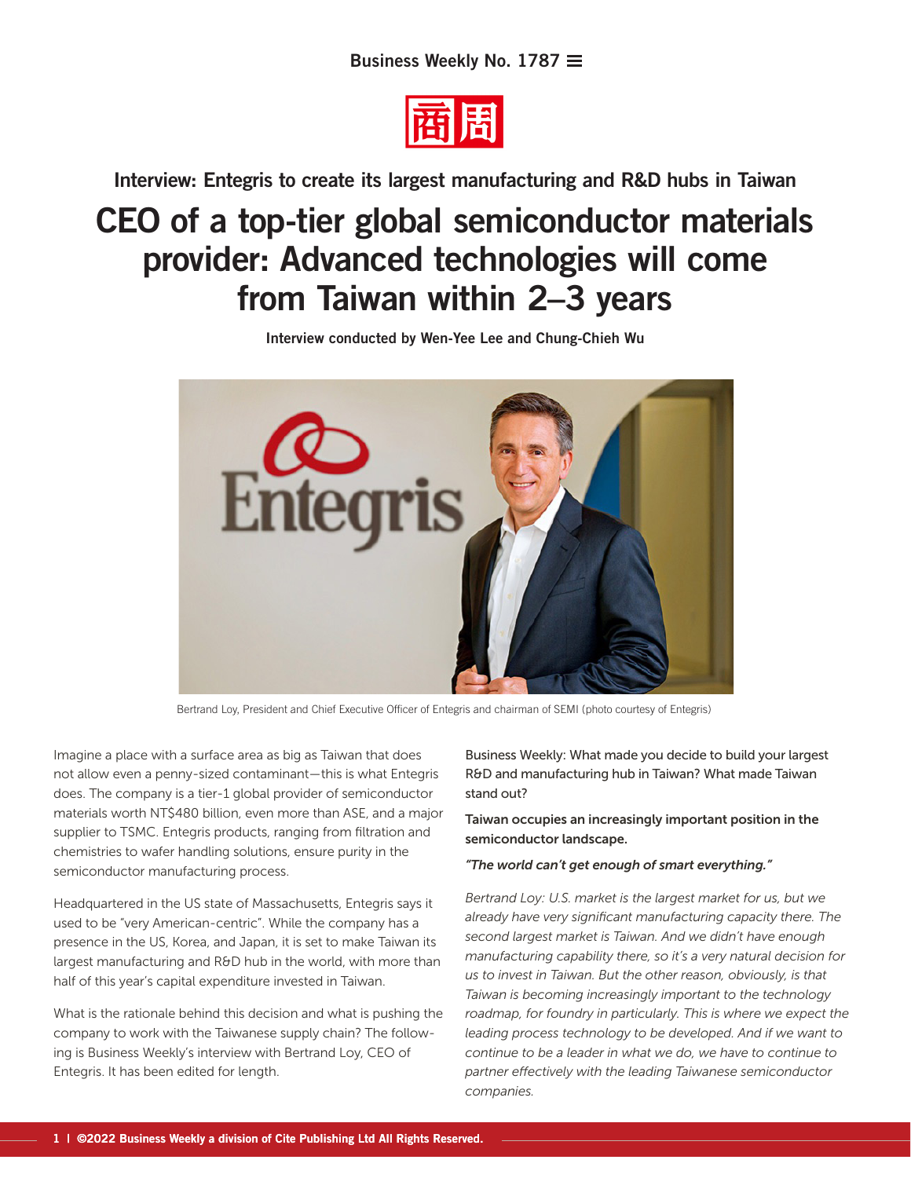Business Weekly No. 1787

商周

## Interview: Entegris to create its largest manufacturing and R&D hubs in Taiwan

# CEO of a top-tier global semiconductor materials provider: Advanced technologies will come from Taiwan within 2–3 years

**Interview conducted by Wen-Yee Lee and Chung-Chieh Wu**

Bertrand Loy, President and Chief Executive Officer of Entegris and chairman of SEMI (photo courtesy of Entegris)

Imagine a place with a surface area as big as Taiwan that does not allow even a penny-sized contaminant—this is what Entegris does. The company is a tier-1 global provider of semiconductor materials worth NT$480 billion, even more than ASE, and a major supplier to TSMC. Entegris products, ranging from filtration and chemistries to wafer handling solutions, ensure purity in the semiconductor manufacturing process.

Headquartered in the US state of Massachusetts, Entegris says it used to be "very American-centric". While the company has a presence in the US, Korea, and Japan, it is set to make Taiwan its largest manufacturing and R&D hub in the world, with more than half of this year's capital expenditure invested in Taiwan.

What is the rationale behind this decision and what is pushing the company to work with the Taiwanese supply chain? The following is Business Weekly's interview with Bertrand Loy, CEO of Entegris. It has been edited for length.

Business Weekly: What made you decide to build your largest R&D and manufacturing hub in Taiwan? What made Taiwan stand out?

**Taiwan occupies an increasingly important position in the semiconductor landscape.**

***"The world can't get enough of smart everything."***

*Bertrand Loy: U.S. market is the largest market for us, but we already have very significant manufacturing capacity there. The second largest market is Taiwan. And we didn't have enough manufacturing capability there, so it's a very natural decision for us to invest in Taiwan. But the other reason, obviously, is that Taiwan is becoming increasingly important to the technology roadmap, for foundry in particularly. This is where we expect the leading process technology to be developed. And if we want to continue to be a leader in what we do, we have to continue to partner effectively with the leading Taiwanese semiconductor companies.*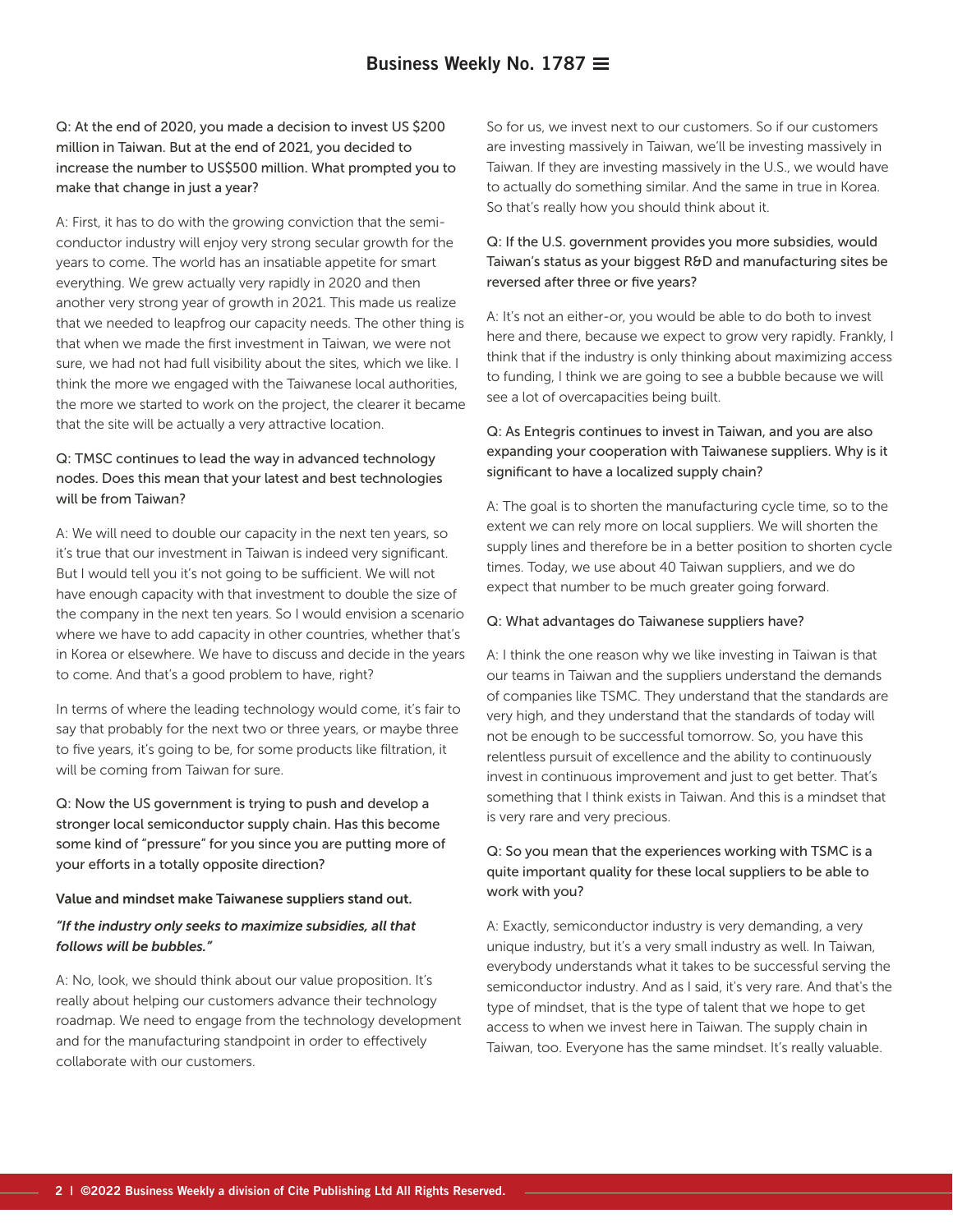**Q: At the end of 2020, you made a decision to invest US $200 million in Taiwan. But at the end of 2021, you decided to increase the number to US$500 million. What prompted you to make that change in just a year?**

A: First, it has to do with the growing conviction that the semi-conductor industry will enjoy very strong secular growth for the years to come. The world has an insatiable appetite for smart everything. We grew actually very rapidly in 2020 and then another very strong year of growth in 2021. This made us realize that we needed to leapfrog our capacity needs. The other thing is that when we made the first investment in Taiwan, we were not sure, we had not had full visibility about the sites, which we like. I think the more we engaged with the Taiwanese local authorities, the more we started to work on the project, the clearer it became that the site will be actually a very attractive location.

**Q: TMSC continues to lead the way in advanced technology nodes. Does this mean that your latest and best technologies will be from Taiwan?**

A: We will need to double our capacity in the next ten years, so it's true that our investment in Taiwan is indeed very significant. But I would tell you it's not going to be sufficient. We will not have enough capacity with that investment to double the size of the company in the next ten years. So I would envision a scenario where we have to add capacity in other countries, whether that's in Korea or elsewhere. We have to discuss and decide in the years to come. And that's a good problem to have, right?

In terms of where the leading technology would come, it's fair to say that probably for the next two or three years, or maybe three to five years, it's going to be, for some products like filtration, it will be coming from Taiwan for sure.

**Q: Now the US government is trying to push and develop a stronger local semiconductor supply chain. Has this become some kind of "pressure" for you since you are putting more of your efforts in a totally opposite direction?**

**Value and mindset make Taiwanese suppliers stand out.**

***"If the industry only seeks to maximize subsidies, all that follows will be bubbles."***

A: No, look, we should think about our value proposition. It's really about helping our customers advance their technology roadmap. We need to engage from the technology development and for the manufacturing standpoint in order to effectively collaborate with our customers.

So for us, we invest next to our customers. So if our customers are investing massively in Taiwan, we'll be investing massively in Taiwan. If they are investing massively in the U.S., we would have to actually do something similar. And the same in true in Korea. So that's really how you should think about it.

**Q: If the U.S. government provides you more subsidies, would Taiwan's status as your biggest R&D and manufacturing sites be reversed after three or five years?**

A: It's not an either-or, you would be able to do both to invest here and there, because we expect to grow very rapidly. Frankly, I think that if the industry is only thinking about maximizing access to funding, I think we are going to see a bubble because we will see a lot of overcapacities being built.

**Q: As Entegris continues to invest in Taiwan, and you are also expanding your cooperation with Taiwanese suppliers. Why is it significant to have a localized supply chain?**

A: The goal is to shorten the manufacturing cycle time, so to the extent we can rely more on local suppliers. We will shorten the supply lines and therefore be in a better position to shorten cycle times. Today, we use about 40 Taiwan suppliers, and we do expect that number to be much greater going forward.

**Q: What advantages do Taiwanese suppliers have?**

A: I think the one reason why we like investing in Taiwan is that our teams in Taiwan and the suppliers understand the demands of companies like TSMC. They understand that the standards are very high, and they understand that the standards of today will not be enough to be successful tomorrow. So, you have this relentless pursuit of excellence and the ability to continuously invest in continuous improvement and just to get better. That's something that I think exists in Taiwan. And this is a mindset that is very rare and very precious.

**Q: So you mean that the experiences working with TSMC is a quite important quality for these local suppliers to be able to work with you?**

A: Exactly, semiconductor industry is very demanding, a very unique industry, but it's a very small industry as well. In Taiwan, everybody understands what it takes to be successful serving the semiconductor industry. And as I said, it's very rare. And that's the type of mindset, that is the type of talent that we hope to get access to when we invest here in Taiwan. The supply chain in Taiwan, too. Everyone has the same mindset. It's really valuable.